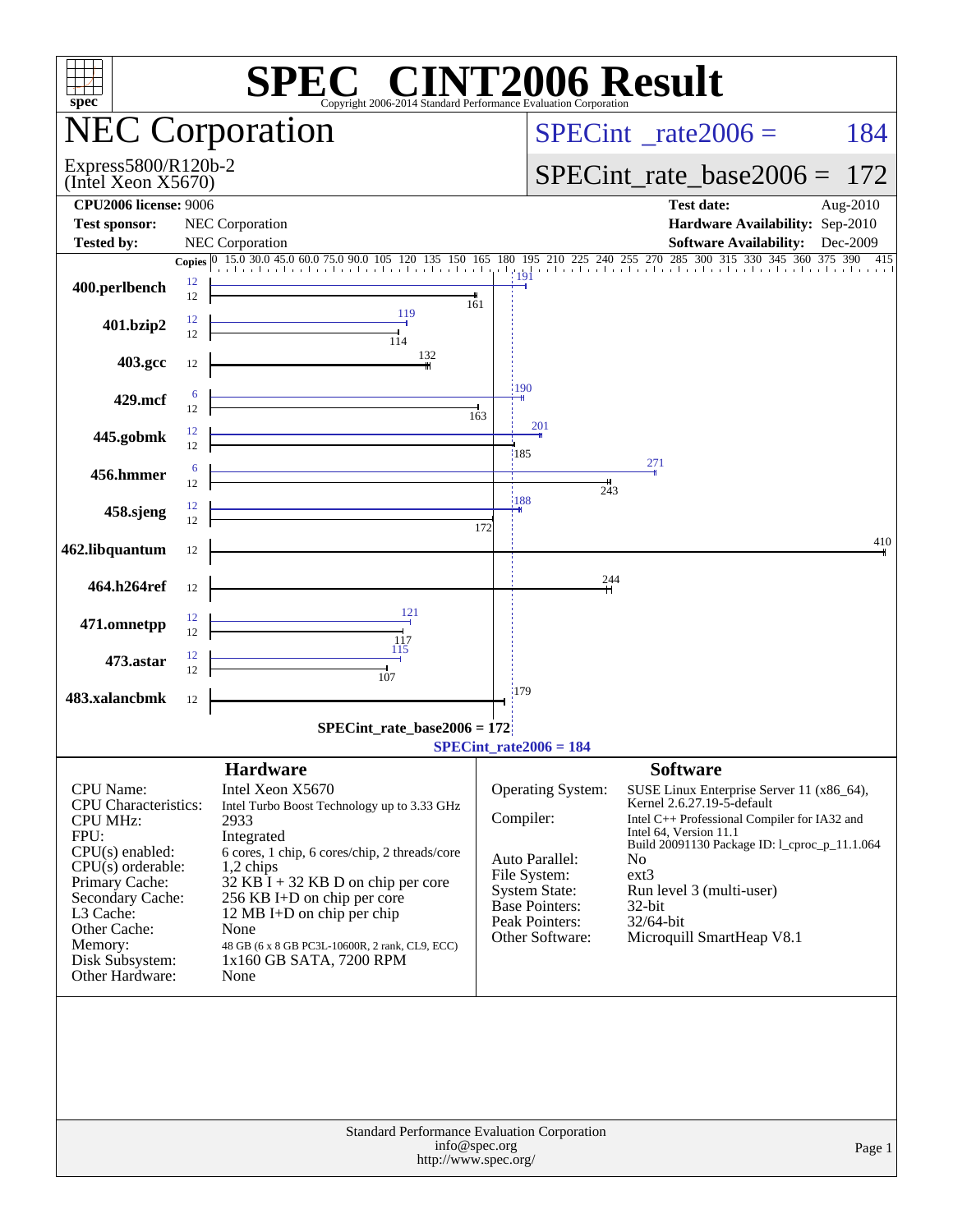# SPEC CINT2006 Result

Copyright 2006-2014 Standard Performance Evaluation Corporation

## NEC Corporation

Express5800/R120b-2
(Intel Xeon X5670)

SPECint_rate2006 = 184

SPECint_rate_base2006 = 172

| | | | |
|---|---|---|---|
| **CPU2006 license:** 9006 | | **Test date:** | Aug-2010 |
| **Test sponsor:** | NEC Corporation | **Hardware Availability:** | Sep-2010 |
| **Tested by:** | NEC Corporation | **Software Availability:** | Dec-2009 |

| Benchmark | Copies (peak) | Peak | Copies (base) | Base |
|---|---|---|---|---|
| 400.perlbench | 12 | 191 | 12 | 161 |
| 401.bzip2 | 12 | 119 | 12 | 114 |
| 403.gcc | | | 12 | 132 |
| 429.mcf | 6 | 190 | 12 | 163 |
| 445.gobmk | 12 | 201 | 12 | 185 |
| 456.hmmer | 6 | 271 | 12 | 243 |
| 458.sjeng | 12 | 188 | 12 | 172 |
| 462.libquantum | | | 12 | 410 |
| 464.h264ref | | | 12 | 244 |
| 471.omnetpp | 12 | 121 | 12 | 117 |
| 473.astar | 12 | 115 | 12 | 107 |
| 483.xalancbmk | | | 12 | 179 |

SPECint_rate_base2006 = 172

SPECint_rate2006 = 184

### Hardware

| | |
|---|---|
| CPU Name: | Intel Xeon X5670 |
| CPU Characteristics: | Intel Turbo Boost Technology up to 3.33 GHz |
| CPU MHz: | 2933 |
| FPU: | Integrated |
| CPU(s) enabled: | 6 cores, 1 chip, 6 cores/chip, 2 threads/core |
| CPU(s) orderable: | 1,2 chips |
| Primary Cache: | 32 KB I + 32 KB D on chip per core |
| Secondary Cache: | 256 KB I+D on chip per core |
| L3 Cache: | 12 MB I+D on chip per chip |
| Other Cache: | None |
| Memory: | 48 GB (6 x 8 GB PC3L-10600R, 2 rank, CL9, ECC) |
| Disk Subsystem: | 1x160 GB SATA, 7200 RPM |
| Other Hardware: | None |

### Software

| | |
|---|---|
| Operating System: | SUSE Linux Enterprise Server 11 (x86_64), Kernel 2.6.27.19-5-default |
| Compiler: | Intel C++ Professional Compiler for IA32 and Intel 64, Version 11.1 Build 20091130 Package ID: l_cproc_p_11.1.064 |
| Auto Parallel: | No |
| File System: | ext3 |
| System State: | Run level 3 (multi-user) |
| Base Pointers: | 32-bit |
| Peak Pointers: | 32/64-bit |
| Other Software: | Microquill SmartHeap V8.1 |

Standard Performance Evaluation Corporation
info@spec.org
http://www.spec.org/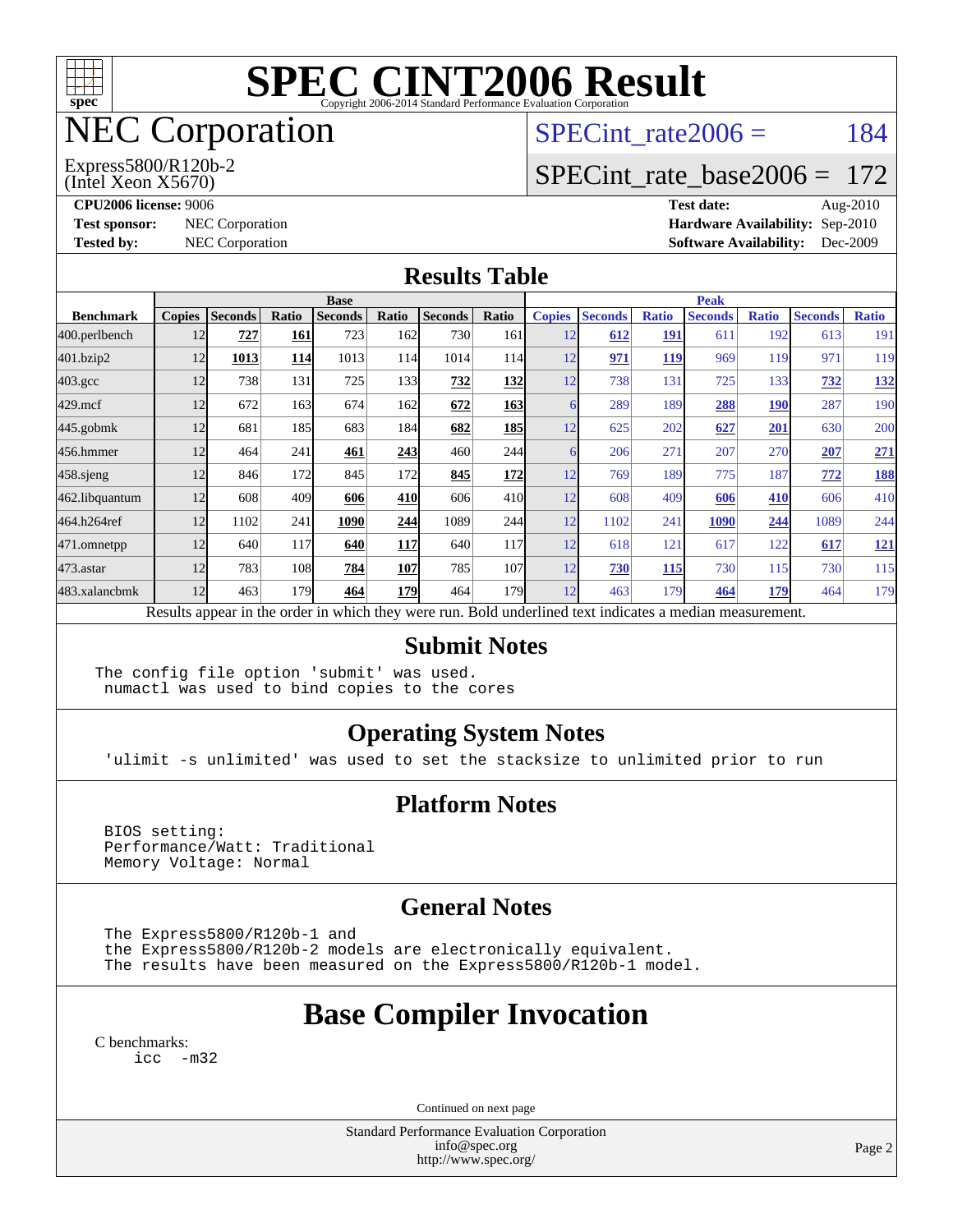# SPEC CINT2006 Result

Copyright 2006-2014 Standard Performance Evaluation Corporation

# NEC Corporation

Express5800/R120b-2
(Intel Xeon X5670)

SPECint_rate2006 = 184

SPECint_rate_base2006 = 172

**CPU2006 license:** 9006
**Test sponsor:** NEC Corporation
**Tested by:** NEC Corporation

**Test date:** Aug-2010
**Hardware Availability:** Sep-2010
**Software Availability:** Dec-2009

## Results Table

| Benchmark | Base | | | | | | | Peak | | | | | | |
|---|---|---|---|---|---|---|---|---|---|---|---|---|---|---|
| | Copies | Seconds | Ratio | Seconds | Ratio | Seconds | Ratio | Copies | Seconds | Ratio | Seconds | Ratio | Seconds | Ratio |
| 400.perlbench | 12 | **727** | **161** | 723 | 162 | 730 | 161 | 12 | **612** | **191** | 611 | 192 | 613 | 191 |
| 401.bzip2 | 12 | **1013** | **114** | 1013 | 114 | 1014 | 114 | 12 | **971** | **119** | 969 | 119 | 971 | 119 |
| 403.gcc | 12 | 738 | 131 | 725 | 133 | **732** | **132** | 12 | 738 | 131 | 725 | 133 | **732** | **132** |
| 429.mcf | 12 | 672 | 163 | 674 | 162 | **672** | **163** | 6 | 289 | 189 | **288** | **190** | 287 | 190 |
| 445.gobmk | 12 | 681 | 185 | 683 | 184 | **682** | **185** | 12 | 625 | 202 | **627** | **201** | 630 | 200 |
| 456.hmmer | 12 | 464 | 241 | **461** | **243** | 460 | 244 | 6 | 206 | 271 | 207 | 270 | **207** | **271** |
| 458.sjeng | 12 | 846 | 172 | 845 | 172 | **845** | **172** | 12 | 769 | 189 | 775 | 187 | **772** | **188** |
| 462.libquantum | 12 | 608 | 409 | **606** | **410** | 606 | 410 | 12 | 608 | 409 | **606** | **410** | 606 | 410 |
| 464.h264ref | 12 | 1102 | 241 | **1090** | **244** | 1089 | 244 | 12 | 1102 | 241 | **1090** | **244** | 1089 | 244 |
| 471.omnetpp | 12 | 640 | 117 | **640** | **117** | 640 | 117 | 12 | 618 | 121 | 617 | 122 | **617** | **121** |
| 473.astar | 12 | 783 | 108 | **784** | **107** | 785 | 107 | 12 | **730** | **115** | 730 | 115 | 730 | 115 |
| 483.xalancbmk | 12 | 463 | 179 | **464** | **179** | 464 | 179 | 12 | 463 | 179 | **464** | **179** | 464 | 179 |

Results appear in the order in which they were run. Bold underlined text indicates a median measurement.

## Submit Notes

```
The config file option 'submit' was used.
 numactl was used to bind copies to the cores
```

## Operating System Notes

```
'ulimit -s unlimited' was used to set the stacksize to unlimited prior to run
```

## Platform Notes

```
BIOS setting:
Performance/Watt: Traditional
Memory Voltage: Normal
```

## General Notes

```
The Express5800/R120b-1 and
the Express5800/R120b-2 models are electronically equivalent.
The results have been measured on the Express5800/R120b-1 model.
```

# Base Compiler Invocation

C benchmarks:
```
icc  -m32
```

Continued on next page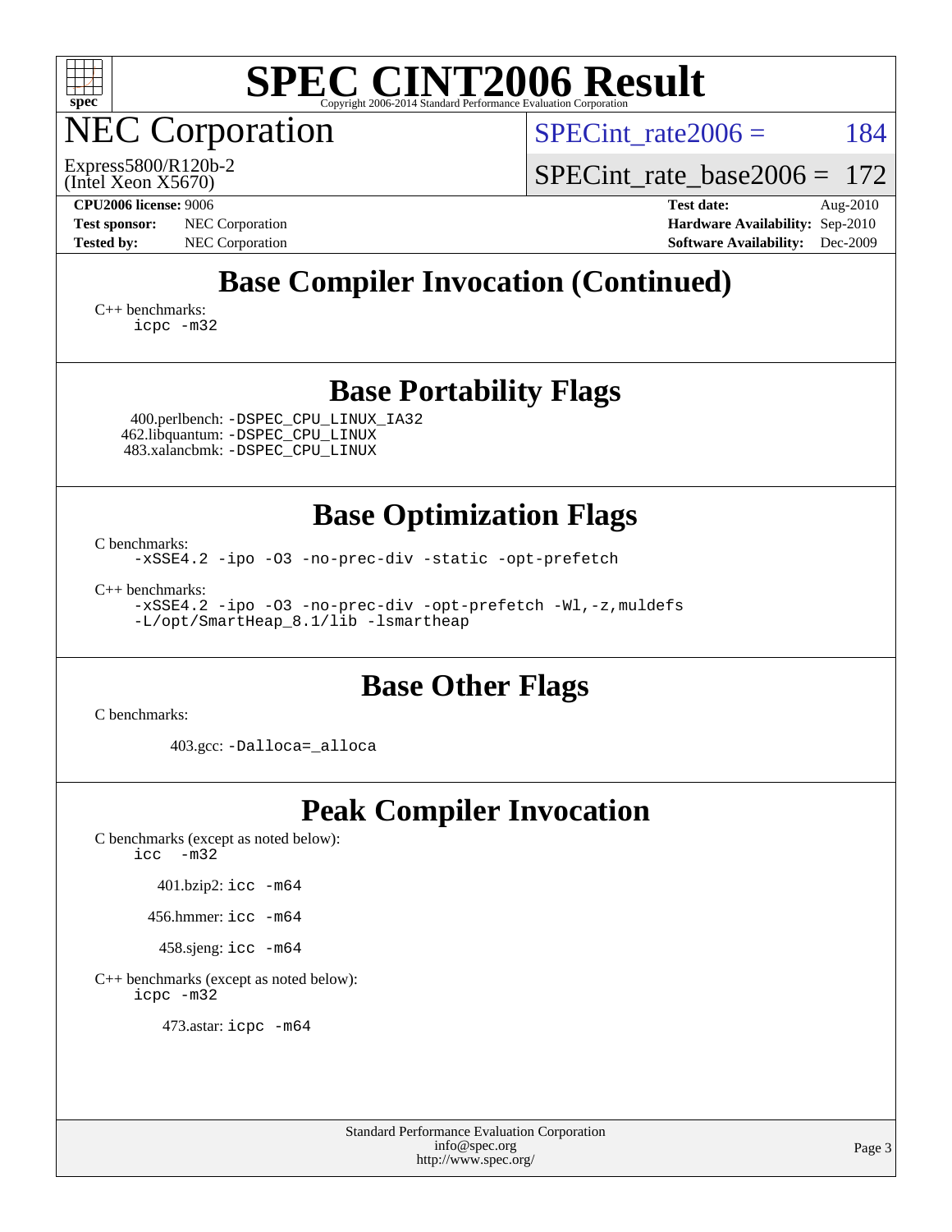# SPEC CINT2006 Result

Copyright 2006-2014 Standard Performance Evaluation Corporation

## NEC Corporation

Express5800/R120b-2
(Intel Xeon X5670)

SPECint_rate2006 = 184

SPECint_rate_base2006 = 172

**CPU2006 license:** 9006
**Test sponsor:** NEC Corporation
**Tested by:** NEC Corporation

**Test date:** Aug-2010
**Hardware Availability:** Sep-2010
**Software Availability:** Dec-2009

## Base Compiler Invocation (Continued)

C++ benchmarks:
```
icpc -m32
```

## Base Portability Flags

400.perlbench: `-DSPEC_CPU_LINUX_IA32`
462.libquantum: `-DSPEC_CPU_LINUX`
483.xalancbmk: `-DSPEC_CPU_LINUX`

## Base Optimization Flags

C benchmarks:
```
-xSSE4.2 -ipo -O3 -no-prec-div -static -opt-prefetch
```

C++ benchmarks:
```
-xSSE4.2 -ipo -O3 -no-prec-div -opt-prefetch -Wl,-z,muldefs
-L/opt/SmartHeap_8.1/lib -lsmartheap
```

## Base Other Flags

C benchmarks:

403.gcc: `-Dalloca=_alloca`

## Peak Compiler Invocation

C benchmarks (except as noted below):
```
icc  -m32
```

401.bzip2: `icc -m64`

456.hmmer: `icc -m64`

458.sjeng: `icc -m64`

C++ benchmarks (except as noted below):
```
icpc -m32
```

473.astar: `icpc -m64`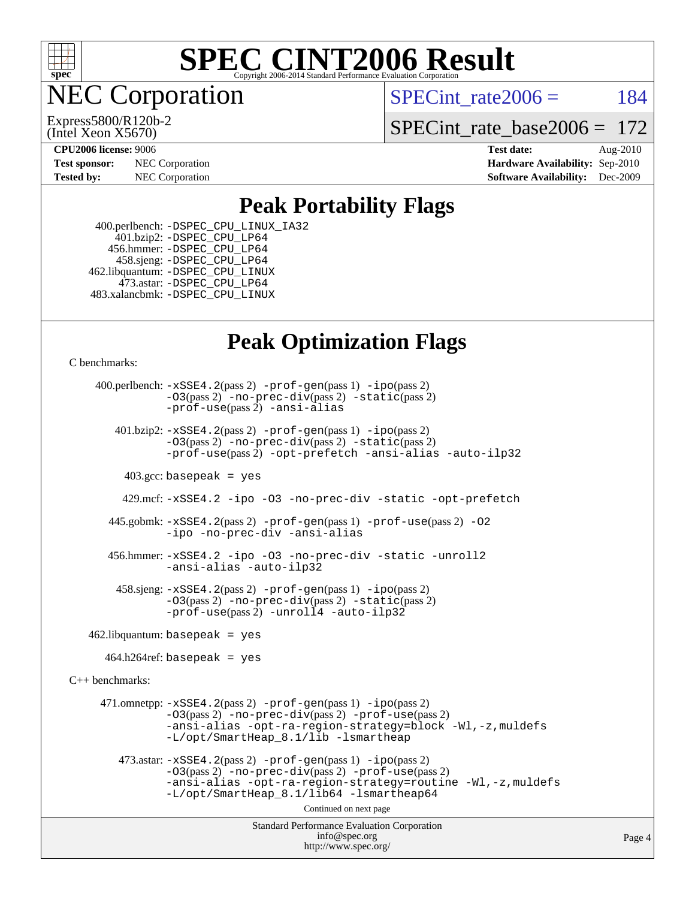# SPEC CINT2006 Result

Copyright 2006-2014 Standard Performance Evaluation Corporation

## NEC Corporation

Express5800/R120b-2
(Intel Xeon X5670)

SPECint_rate2006 = 184

SPECint_rate_base2006 = 172

| | | | |
|---|---|---|---|
| **CPU2006 license:** 9006 | | **Test date:** | Aug-2010 |
| **Test sponsor:** | NEC Corporation | **Hardware Availability:** | Sep-2010 |
| **Tested by:** | NEC Corporation | **Software Availability:** | Dec-2009 |

## Peak Portability Flags

400.perlbench: -DSPEC_CPU_LINUX_IA32
401.bzip2: -DSPEC_CPU_LP64
456.hmmer: -DSPEC_CPU_LP64
458.sjeng: -DSPEC_CPU_LP64
462.libquantum: -DSPEC_CPU_LINUX
473.astar: -DSPEC_CPU_LP64
483.xalancbmk: -DSPEC_CPU_LINUX

## Peak Optimization Flags

C benchmarks:

400.perlbench: -xSSE4.2(pass 2) -prof-gen(pass 1) -ipo(pass 2) -O3(pass 2) -no-prec-div(pass 2) -static(pass 2) -prof-use(pass 2) -ansi-alias

401.bzip2: -xSSE4.2(pass 2) -prof-gen(pass 1) -ipo(pass 2) -O3(pass 2) -no-prec-div(pass 2) -static(pass 2) -prof-use(pass 2) -opt-prefetch -ansi-alias -auto-ilp32

403.gcc: basepeak = yes

429.mcf: -xSSE4.2 -ipo -O3 -no-prec-div -static -opt-prefetch

445.gobmk: -xSSE4.2(pass 2) -prof-gen(pass 1) -prof-use(pass 2) -O2 -ipo -no-prec-div -ansi-alias

456.hmmer: -xSSE4.2 -ipo -O3 -no-prec-div -static -unroll2 -ansi-alias -auto-ilp32

458.sjeng: -xSSE4.2(pass 2) -prof-gen(pass 1) -ipo(pass 2) -O3(pass 2) -no-prec-div(pass 2) -static(pass 2) -prof-use(pass 2) -unroll4 -auto-ilp32

462.libquantum: basepeak = yes

464.h264ref: basepeak = yes

C++ benchmarks:

471.omnetpp: -xSSE4.2(pass 2) -prof-gen(pass 1) -ipo(pass 2) -O3(pass 2) -no-prec-div(pass 2) -prof-use(pass 2) -ansi-alias -opt-ra-region-strategy=block -Wl,-z,muldefs -L/opt/SmartHeap_8.1/lib -lsmartheap

473.astar: -xSSE4.2(pass 2) -prof-gen(pass 1) -ipo(pass 2) -O3(pass 2) -no-prec-div(pass 2) -prof-use(pass 2) -ansi-alias -opt-ra-region-strategy=routine -Wl,-z,muldefs -L/opt/SmartHeap_8.1/lib64 -lsmartheap64

Continued on next page

Standard Performance Evaluation Corporation
info@spec.org
http://www.spec.org/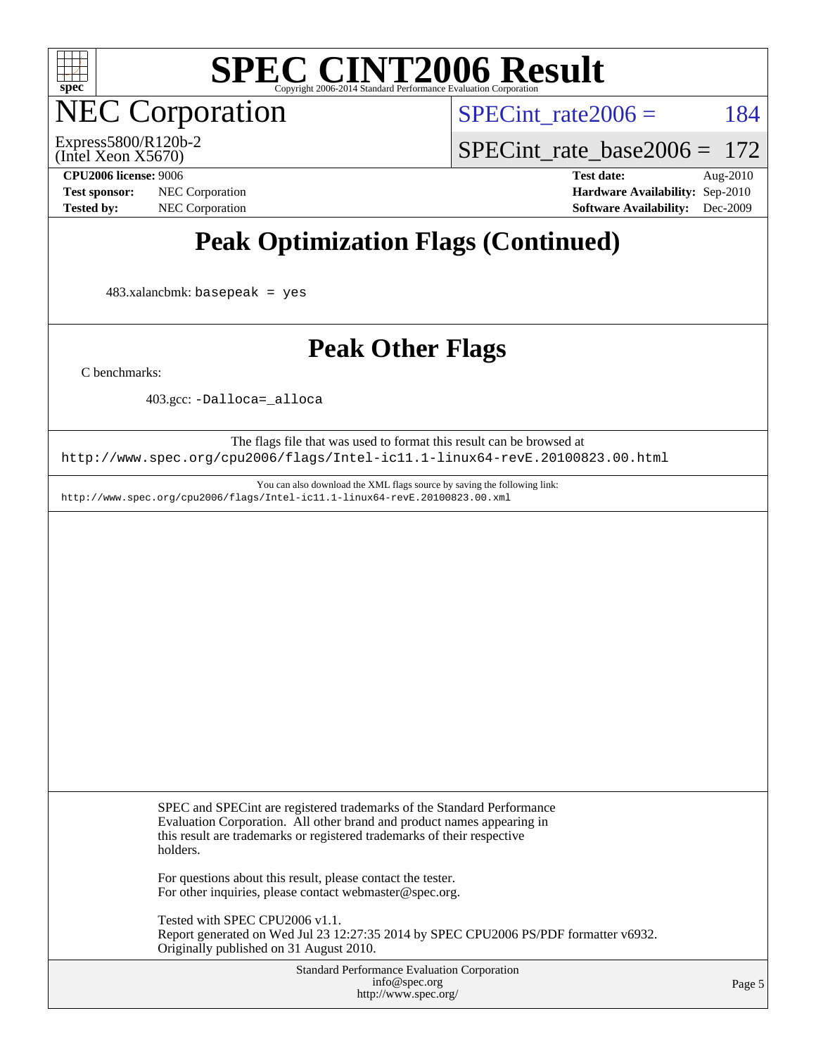## Peak Optimization Flags (Continued)

483.xalancbmk: `basepeak = yes`

## Peak Other Flags

C benchmarks:

403.gcc: `-Dalloca=_alloca`

The flags file that was used to format this result can be browsed at
http://www.spec.org/cpu2006/flags/Intel-ic11.1-linux64-revE.20100823.00.html

You can also download the XML flags source by saving the following link:
http://www.spec.org/cpu2006/flags/Intel-ic11.1-linux64-revE.20100823.00.xml

SPEC and SPECint are registered trademarks of the Standard Performance Evaluation Corporation. All other brand and product names appearing in this result are trademarks or registered trademarks of their respective holders.

For questions about this result, please contact the tester.
For other inquiries, please contact webmaster@spec.org.

Tested with SPEC CPU2006 v1.1.
Report generated on Wed Jul 23 12:27:35 2014 by SPEC CPU2006 PS/PDF formatter v6932.
Originally published on 31 August 2010.